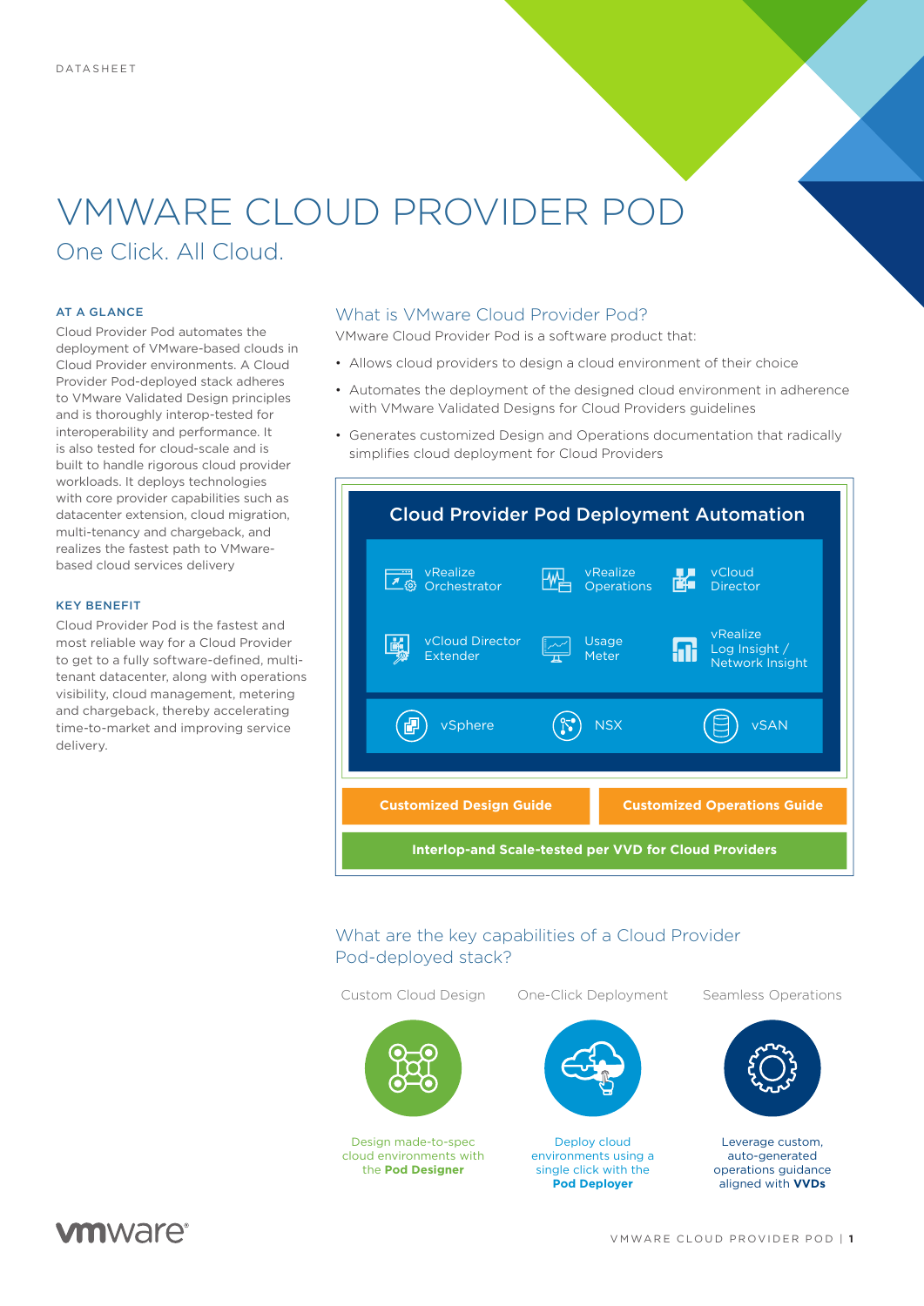DATASHEET

# VMWARE CLOUD PROVIDER POD

## One Click. All Cloud.

### AT A GLANCE

Cloud Provider Pod automates the deployment of VMware-based clouds in Cloud Provider environments. A Cloud Provider Pod-deployed stack adheres to VMware Validated Design principles and is thoroughly interop-tested for interoperability and performance. It is also tested for cloud-scale and is built to handle rigorous cloud provider workloads. It deploys technologies with core provider capabilities such as datacenter extension, cloud migration, multi-tenancy and chargeback, and realizes the fastest path to VMware-based cloud services delivery

### KEY BENEFIT

Cloud Provider Pod is the fastest and most reliable way for a Cloud Provider to get to a fully software-defined, multi-tenant datacenter, along with operations visibility, cloud management, metering and chargeback, thereby accelerating time-to-market and improving service delivery.

## What is VMware Cloud Provider Pod?

VMware Cloud Provider Pod is a software product that:

- Allows cloud providers to design a cloud environment of their choice
- Automates the deployment of the designed cloud environment in adherence with VMware Validated Designs for Cloud Providers guidelines
- Generates customized Design and Operations documentation that radically simplifies cloud deployment for Cloud Providers

**Cloud Provider Pod Deployment Automation**

- vRealize Orchestrator
- vRealize Operations
- vCloud Director
- vCloud Director Extender
- Usage Meter
- vRealize Log Insight / Network Insight
- vSphere
- NSX
- vSAN

**Customized Design Guide** | **Customized Operations Guide**

**Interlop-and Scale-tested per VVD for Cloud Providers**

## What are the key capabilities of a Cloud Provider Pod-deployed stack?

**Custom Cloud Design**

Design made-to-spec cloud environments with the **Pod Designer**

**One-Click Deployment**

Deploy cloud environments using a single click with the **Pod Deployer**

**Seamless Operations**

Leverage custom, auto-generated operations guidance aligned with **VVDs**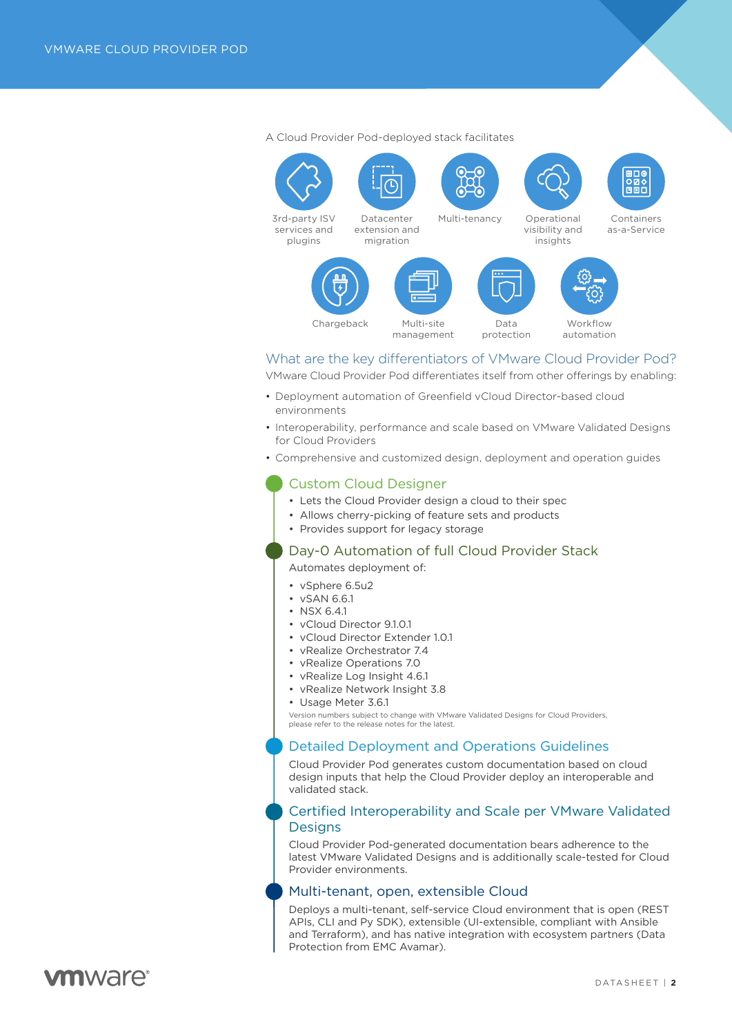A Cloud Provider Pod-deployed stack facilitates

- 3rd-party ISV services and plugins
- Datacenter extension and migration
- Multi-tenancy
- Operational visibility and insights
- Containers as-a-Service
- Chargeback
- Multi-site management
- Data protection
- Workflow automation

## What are the key differentiators of VMware Cloud Provider Pod?

VMware Cloud Provider Pod differentiates itself from other offerings by enabling:

- Deployment automation of Greenfield vCloud Director-based cloud environments
- Interoperability, performance and scale based on VMware Validated Designs for Cloud Providers
- Comprehensive and customized design, deployment and operation guides

### Custom Cloud Designer

- Lets the Cloud Provider design a cloud to their spec
- Allows cherry-picking of feature sets and products
- Provides support for legacy storage

### Day-0 Automation of full Cloud Provider Stack

Automates deployment of:

- vSphere 6.5u2
- vSAN 6.6.1
- NSX 6.4.1
- vCloud Director 9.1.0.1
- vCloud Director Extender 1.0.1
- vRealize Orchestrator 7.4
- vRealize Operations 7.0
- vRealize Log Insight 4.6.1
- vRealize Network Insight 3.8
- Usage Meter 3.6.1

Version numbers subject to change with VMware Validated Designs for Cloud Providers, please refer to the release notes for the latest.

### Detailed Deployment and Operations Guidelines

Cloud Provider Pod generates custom documentation based on cloud design inputs that help the Cloud Provider deploy an interoperable and validated stack.

### Certified Interoperability and Scale per VMware Validated Designs

Cloud Provider Pod-generated documentation bears adherence to the latest VMware Validated Designs and is additionally scale-tested for Cloud Provider environments.

### Multi-tenant, open, extensible Cloud

Deploys a multi-tenant, self-service Cloud environment that is open (REST APIs, CLI and Py SDK), extensible (UI-extensible, compliant with Ansible and Terraform), and has native integration with ecosystem partners (Data Protection from EMC Avamar).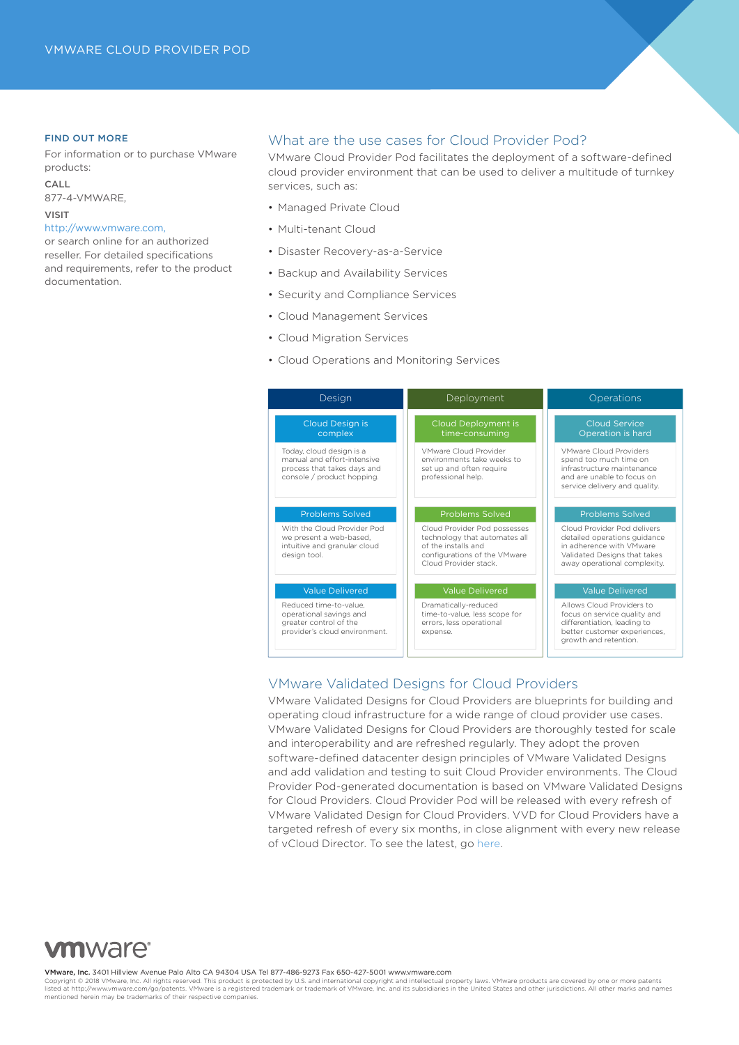**FIND OUT MORE**

For information or to purchase VMware products:

**CALL**
877-4-VMWARE,

**VISIT**
http://www.vmware.com,
or search online for an authorized reseller. For detailed specifications and requirements, refer to the product documentation.

## What are the use cases for Cloud Provider Pod?

VMware Cloud Provider Pod facilitates the deployment of a software-defined cloud provider environment that can be used to deliver a multitude of turnkey services, such as:

- Managed Private Cloud
- Multi-tenant Cloud
- Disaster Recovery-as-a-Service
- Backup and Availability Services
- Security and Compliance Services
- Cloud Management Services
- Cloud Migration Services
- Cloud Operations and Monitoring Services

| Design | Deployment | Operations |
|---|---|---|
| **Cloud Design is complex** | **Cloud Deployment is time-consuming** | **Cloud Service Operation is hard** |
| Today, cloud design is a manual and effort-intensive process that takes days and console / product hopping. | VMware Cloud Provider environments take weeks to set up and often require professional help. | VMware Cloud Providers spend too much time on infrastructure maintenance and are unable to focus on service delivery and quality. |
| **Problems Solved** | **Problems Solved** | **Problems Solved** |
| With the Cloud Provider Pod we present a web-based, intuitive and granular cloud design tool. | Cloud Provider Pod possesses technology that automates all of the installs and configurations of the VMware Cloud Provider stack. | Cloud Provider Pod delivers detailed operations guidance in adherence with VMware Validated Designs that takes away operational complexity. |
| **Value Delivered** | **Value Delivered** | **Value Delivered** |
| Reduced time-to-value, operational savings and greater control of the provider's cloud environment. | Dramatically-reduced time-to-value, less scope for errors, less operational expense. | Allows Cloud Providers to focus on service quality and differentiation, leading to better customer experiences, growth and retention. |

## VMware Validated Designs for Cloud Providers

VMware Validated Designs for Cloud Providers are blueprints for building and operating cloud infrastructure for a wide range of cloud provider use cases. VMware Validated Designs for Cloud Providers are thoroughly tested for scale and interoperability and are refreshed regularly. They adopt the proven software-defined datacenter design principles of VMware Validated Designs and add validation and testing to suit Cloud Provider environments. The Cloud Provider Pod-generated documentation is based on VMware Validated Designs for Cloud Providers. Cloud Provider Pod will be released with every refresh of VMware Validated Design for Cloud Providers. VVD for Cloud Providers have a targeted refresh of every six months, in close alignment with every new release of vCloud Director. To see the latest, go here.

**VMware, Inc.** 3401 Hillview Avenue Palo Alto CA 94304 USA Tel 877-486-9273 Fax 650-427-5001 www.vmware.com
Copyright © 2018 VMware, Inc. All rights reserved. This product is protected by U.S. and international copyright and intellectual property laws. VMware products are covered by one or more patents listed at http://www.vmware.com/go/patents. VMware is a registered trademark or trademark of VMware, Inc. and its subsidiaries in the United States and other jurisdictions. All other marks and names mentioned herein may be trademarks of their respective companies.